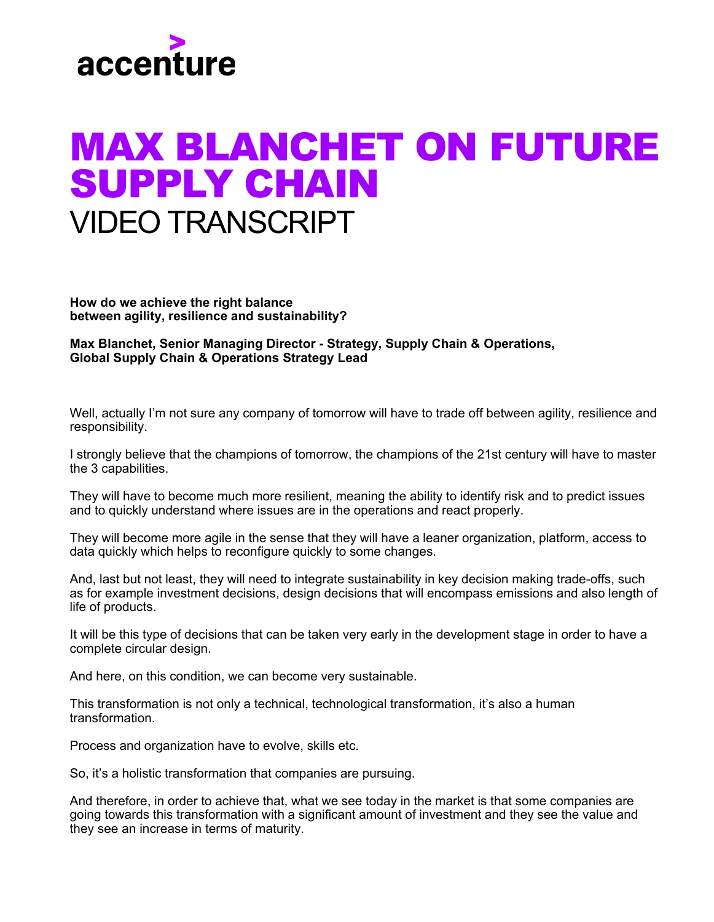accenture

# MAX BLANCHET ON FUTURE SUPPLY CHAIN

## VIDEO TRANSCRIPT

**How do we achieve the right balance between agility, resilience and sustainability?**

**Max Blanchet, Senior Managing Director - Strategy, Supply Chain & Operations, Global Supply Chain & Operations Strategy Lead**

Well, actually I'm not sure any company of tomorrow will have to trade off between agility, resilience and responsibility.

I strongly believe that the champions of tomorrow, the champions of the 21st century will have to master the 3 capabilities.

They will have to become much more resilient, meaning the ability to identify risk and to predict issues and to quickly understand where issues are in the operations and react properly.

They will become more agile in the sense that they will have a leaner organization, platform, access to data quickly which helps to reconfigure quickly to some changes.

And, last but not least, they will need to integrate sustainability in key decision making trade-offs, such as for example investment decisions, design decisions that will encompass emissions and also length of life of products.

It will be this type of decisions that can be taken very early in the development stage in order to have a complete circular design.

And here, on this condition, we can become very sustainable.

This transformation is not only a technical, technological transformation, it's also a human transformation.

Process and organization have to evolve, skills etc.

So, it's a holistic transformation that companies are pursuing.

And therefore, in order to achieve that, what we see today in the market is that some companies are going towards this transformation with a significant amount of investment and they see the value and they see an increase in terms of maturity.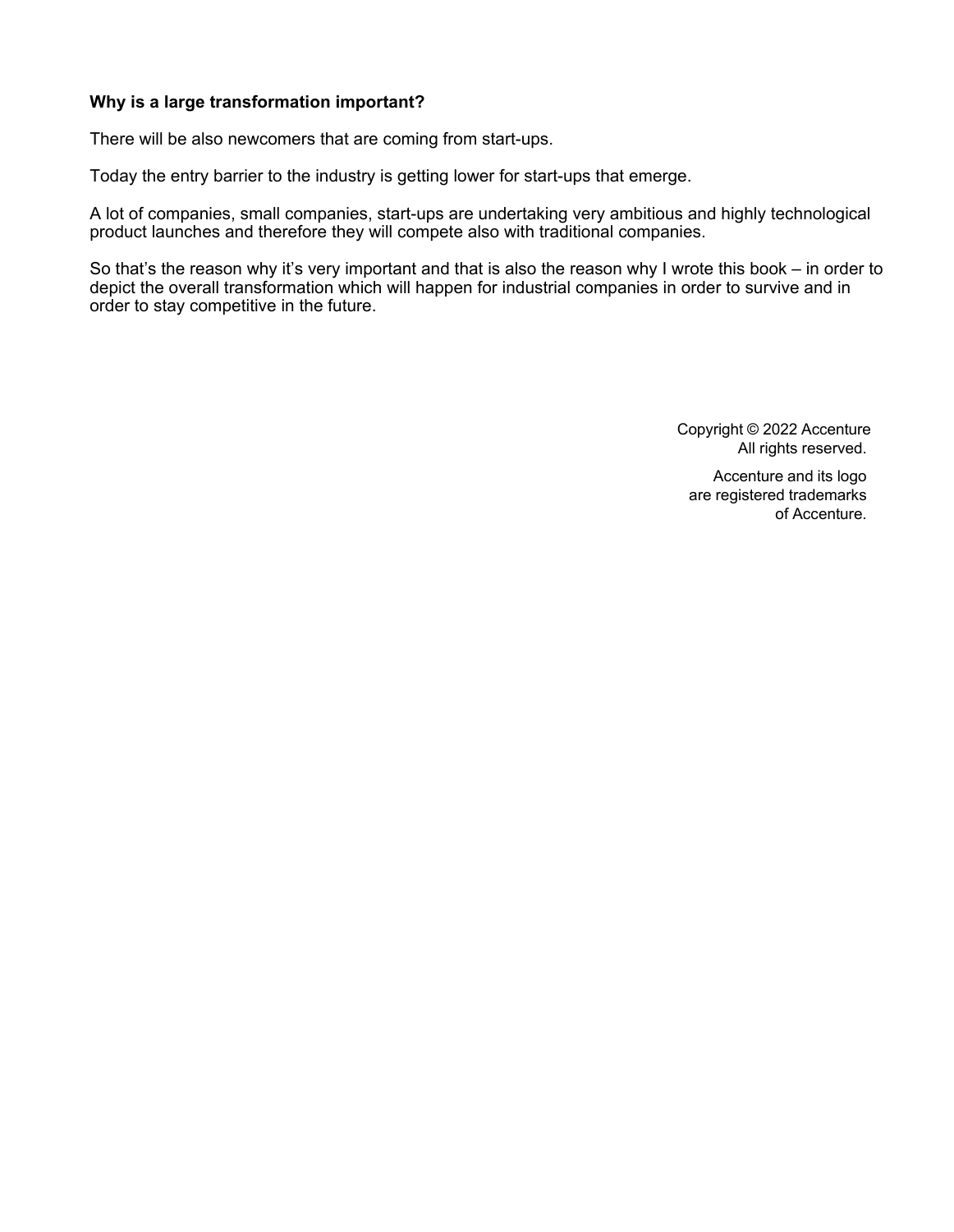**Why is a large transformation important?**

There will be also newcomers that are coming from start-ups.

Today the entry barrier to the industry is getting lower for start-ups that emerge.

A lot of companies, small companies, start-ups are undertaking very ambitious and highly technological product launches and therefore they will compete also with traditional companies.

So that's the reason why it's very important and that is also the reason why I wrote this book – in order to depict the overall transformation which will happen for industrial companies in order to survive and in order to stay competitive in the future.

Copyright © 2022 Accenture
All rights reserved.

Accenture and its logo
are registered trademarks
of Accenture.